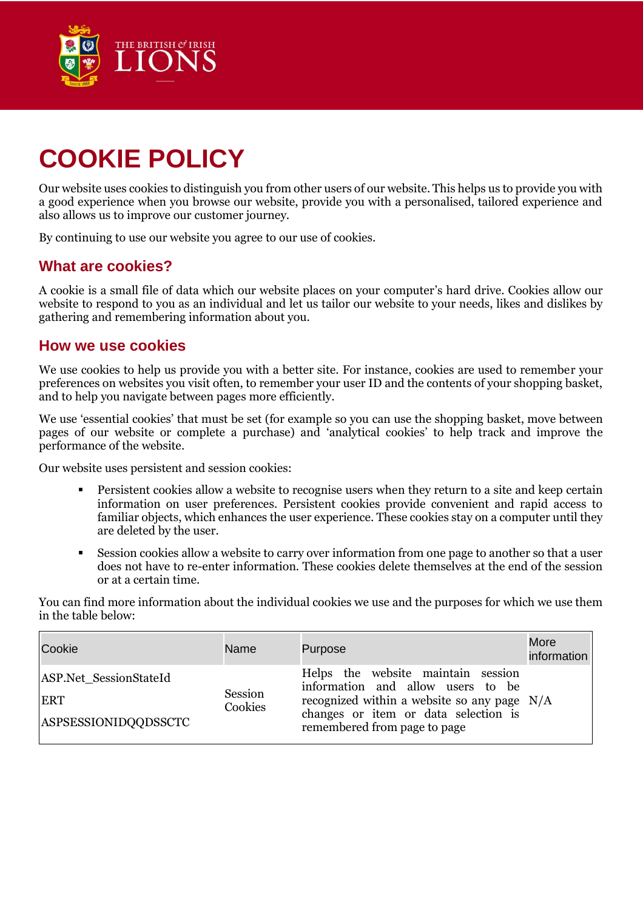# COOKIE POLICY

Our website uses cookies to distinguish you from other users of our website. This helps us to provide you with a good experience when you browse our website, provide you with a personalised, tailored experience and also allows us to improve our customer journey.

By continuing to use our website you agree to our use of cookies.

## What are cookies?

A cookie is a small file of data which our website places on your computer's hard drive. Cookies allow our website to respond to you as an individual and let us tailor our website to your needs, likes and dislikes by gathering and remembering information about you.

## How we use cookies

We use cookies to help us provide you with a better site. For instance, cookies are used to remember your preferences on websites you visit often, to remember your user ID and the contents of your shopping basket, and to help you navigate between pages more efficiently.

We use 'essential cookies' that must be set (for example so you can use the shopping basket, move between pages of our website or complete a purchase) and 'analytical cookies' to help track and improve the performance of the website.

Our website uses persistent and session cookies:

- Persistent cookies allow a website to recognise users when they return to a site and keep certain information on user preferences. Persistent cookies provide convenient and rapid access to familiar objects, which enhances the user experience. These cookies stay on a computer until they are deleted by the user.
- Session cookies allow a website to carry over information from one page to another so that a user does not have to re-enter information. These cookies delete themselves at the end of the session or at a certain time.

You can find more information about the individual cookies we use and the purposes for which we use them in the table below:

| Cookie | Name | Purpose | More information |
|---|---|---|---|
| ASP.Net_SessionStateId<br>ERT<br>ASPSESSIONIDQQDSSCTC | Session Cookies | Helps the website maintain session information and allow users to be recognized within a website so any page changes or item or data selection is remembered from page to page | N/A |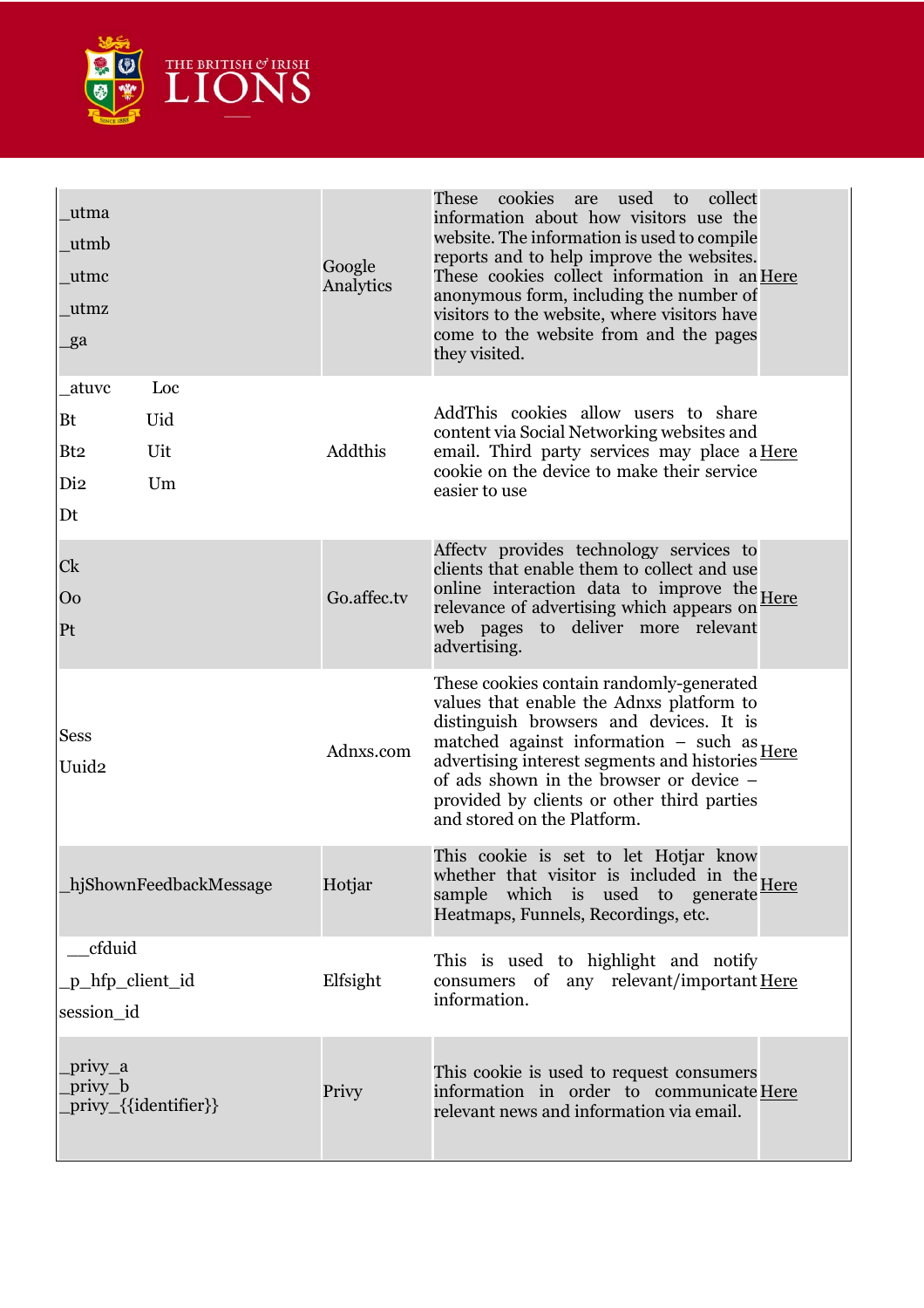| | | | |
|---|---|---|---|
| _utma<br>_utmb<br>_utmc<br>_utmz<br>_ga | Google Analytics | These cookies are used to collect information about how visitors use the website. The information is used to compile reports and to help improve the websites. These cookies collect information in an anonymous form, including the number of visitors to the website, where visitors have come to the website from and the pages they visited. | Here |
| _atuvc Loc<br>Bt Uid<br>Bt2 Uit<br>Di2 Um<br>Dt | Addthis | AddThis cookies allow users to share content via Social Networking websites and email. Third party services may place a cookie on the device to make their service easier to use | Here |
| Ck<br>Oo<br>Pt | Go.affec.tv | Affectv provides technology services to clients that enable them to collect and use online interaction data to improve the relevance of advertising which appears on web pages to deliver more relevant advertising. | Here |
| Sess<br>Uuid2 | Adnxs.com | These cookies contain randomly-generated values that enable the Adnxs platform to distinguish browsers and devices. It is matched against information – such as advertising interest segments and histories of ads shown in the browser or device – provided by clients or other third parties and stored on the Platform. | Here |
| _hjShownFeedbackMessage | Hotjar | This cookie is set to let Hotjar know whether that visitor is included in the sample which is used to generate Heatmaps, Funnels, Recordings, etc. | Here |
| __cfduid<br>_p_hfp_client_id<br>session_id | Elfsight | This is used to highlight and notify consumers of any relevant/important information. | Here |
| _privy_a<br>_privy_b<br>_privy_{{identifier}} | Privy | This cookie is used to request consumers information in order to communicate relevant news and information via email. | Here |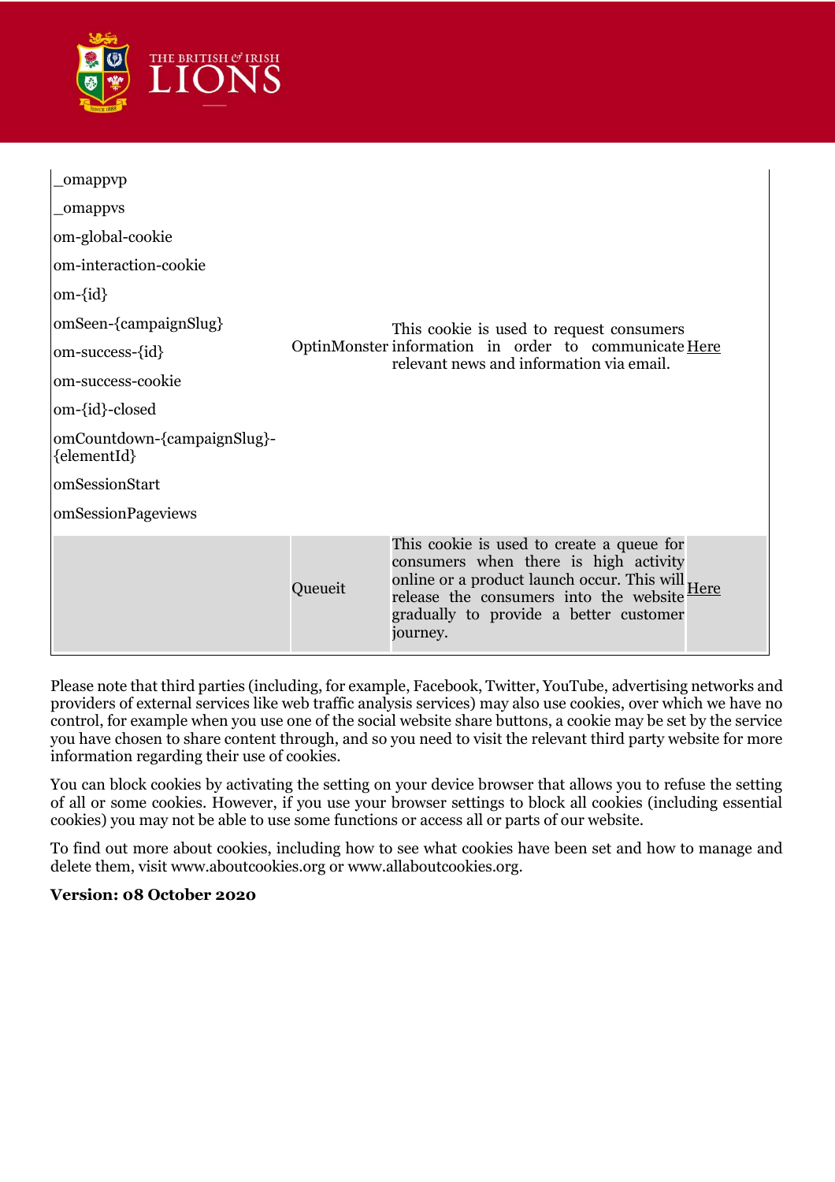| | | | |
|---|---|---|---|
| _omappvp<br>_omappvs<br>om-global-cookie<br>om-interaction-cookie<br>om-{id}<br>omSeen-{campaignSlug}<br>om-success-{id}<br>om-success-cookie<br>om-{id}-closed<br>omCountdown-{campaignSlug}-{elementId}<br>omSessionStart<br>omSessionPageviews | OptinMonster | This cookie is used to request consumers information in order to communicate relevant news and information via email. | Here |
| | Queueit | This cookie is used to create a queue for consumers when there is high activity online or a product launch occur. This will release the consumers into the website gradually to provide a better customer journey. | Here |

Please note that third parties (including, for example, Facebook, Twitter, YouTube, advertising networks and providers of external services like web traffic analysis services) may also use cookies, over which we have no control, for example when you use one of the social website share buttons, a cookie may be set by the service you have chosen to share content through, and so you need to visit the relevant third party website for more information regarding their use of cookies.

You can block cookies by activating the setting on your device browser that allows you to refuse the setting of all or some cookies. However, if you use your browser settings to block all cookies (including essential cookies) you may not be able to use some functions or access all or parts of our website.

To find out more about cookies, including how to see what cookies have been set and how to manage and delete them, visit www.aboutcookies.org or www.allaboutcookies.org.

**Version: 08 October 2020**